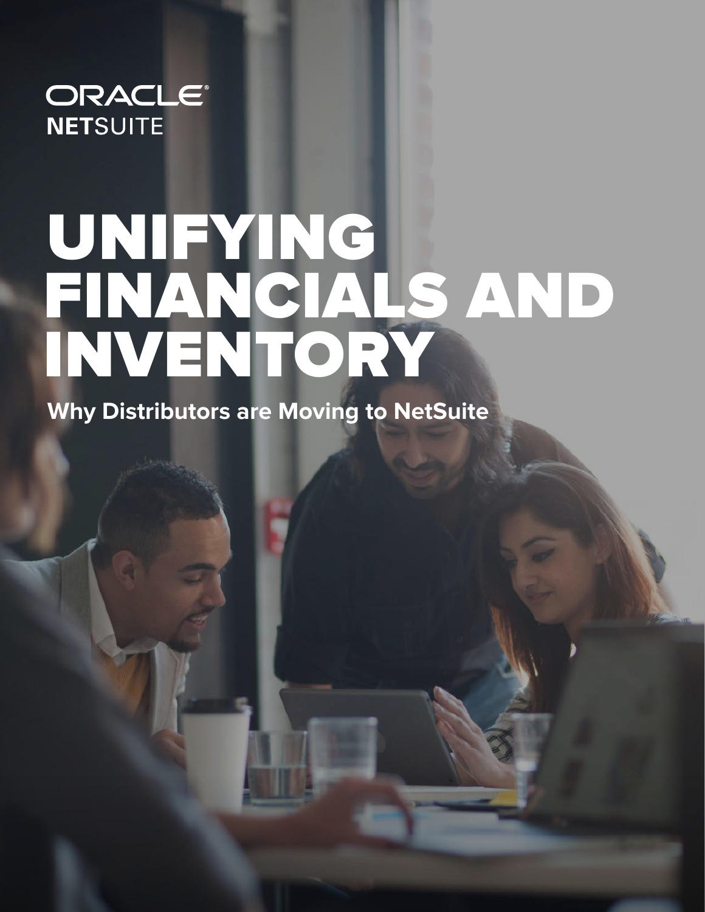ORACLE NETSUITE

# UNIFYING FINANCIALS AND INVENTORY

**Why Distributors are Moving to NetSuite**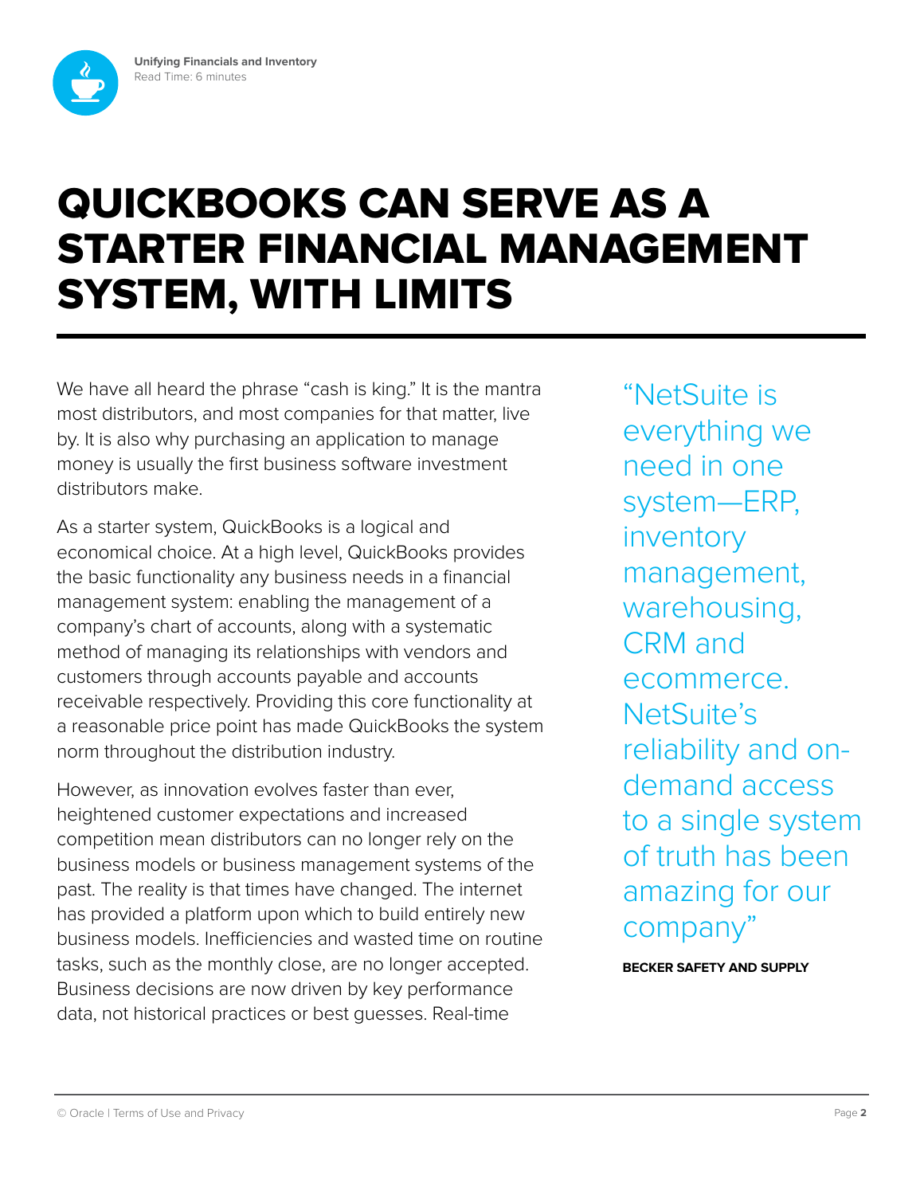# QUICKBOOKS CAN SERVE AS A STARTER FINANCIAL MANAGEMENT SYSTEM, WITH LIMITS

We have all heard the phrase "cash is king." It is the mantra most distributors, and most companies for that matter, live by. It is also why purchasing an application to manage money is usually the first business software investment distributors make.

As a starter system, QuickBooks is a logical and economical choice. At a high level, QuickBooks provides the basic functionality any business needs in a financial management system: enabling the management of a company's chart of accounts, along with a systematic method of managing its relationships with vendors and customers through accounts payable and accounts receivable respectively. Providing this core functionality at a reasonable price point has made QuickBooks the system norm throughout the distribution industry.

However, as innovation evolves faster than ever, heightened customer expectations and increased competition mean distributors can no longer rely on the business models or business management systems of the past. The reality is that times have changed. The internet has provided a platform upon which to build entirely new business models. Inefficiencies and wasted time on routine tasks, such as the monthly close, are no longer accepted. Business decisions are now driven by key performance data, not historical practices or best guesses. Real-time

> "NetSuite is everything we need in one system—ERP, inventory management, warehousing, CRM and ecommerce. NetSuite's reliability and on-demand access to a single system of truth has been amazing for our company"
>
> **BECKER SAFETY AND SUPPLY**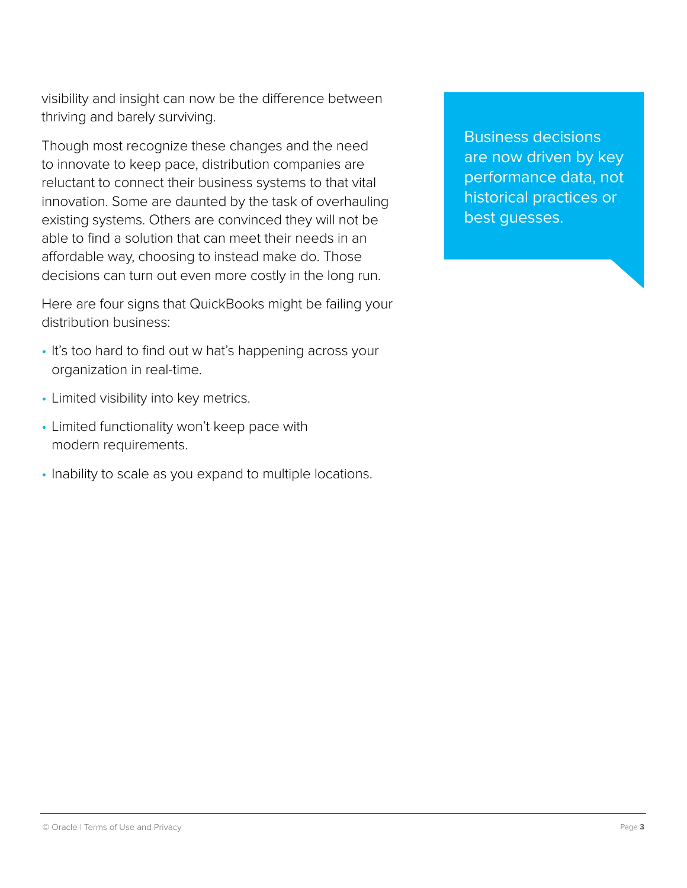visibility and insight can now be the difference between thriving and barely surviving.

Though most recognize these changes and the need to innovate to keep pace, distribution companies are reluctant to connect their business systems to that vital innovation. Some are daunted by the task of overhauling existing systems. Others are convinced they will not be able to find a solution that can meet their needs in an affordable way, choosing to instead make do. Those decisions can turn out even more costly in the long run.

Here are four signs that QuickBooks might be failing your distribution business:

- It's too hard to find out w hat's happening across your organization in real-time.
- Limited visibility into key metrics.
- Limited functionality won't keep pace with modern requirements.
- Inability to scale as you expand to multiple locations.

> Business decisions are now driven by key performance data, not historical practices or best guesses.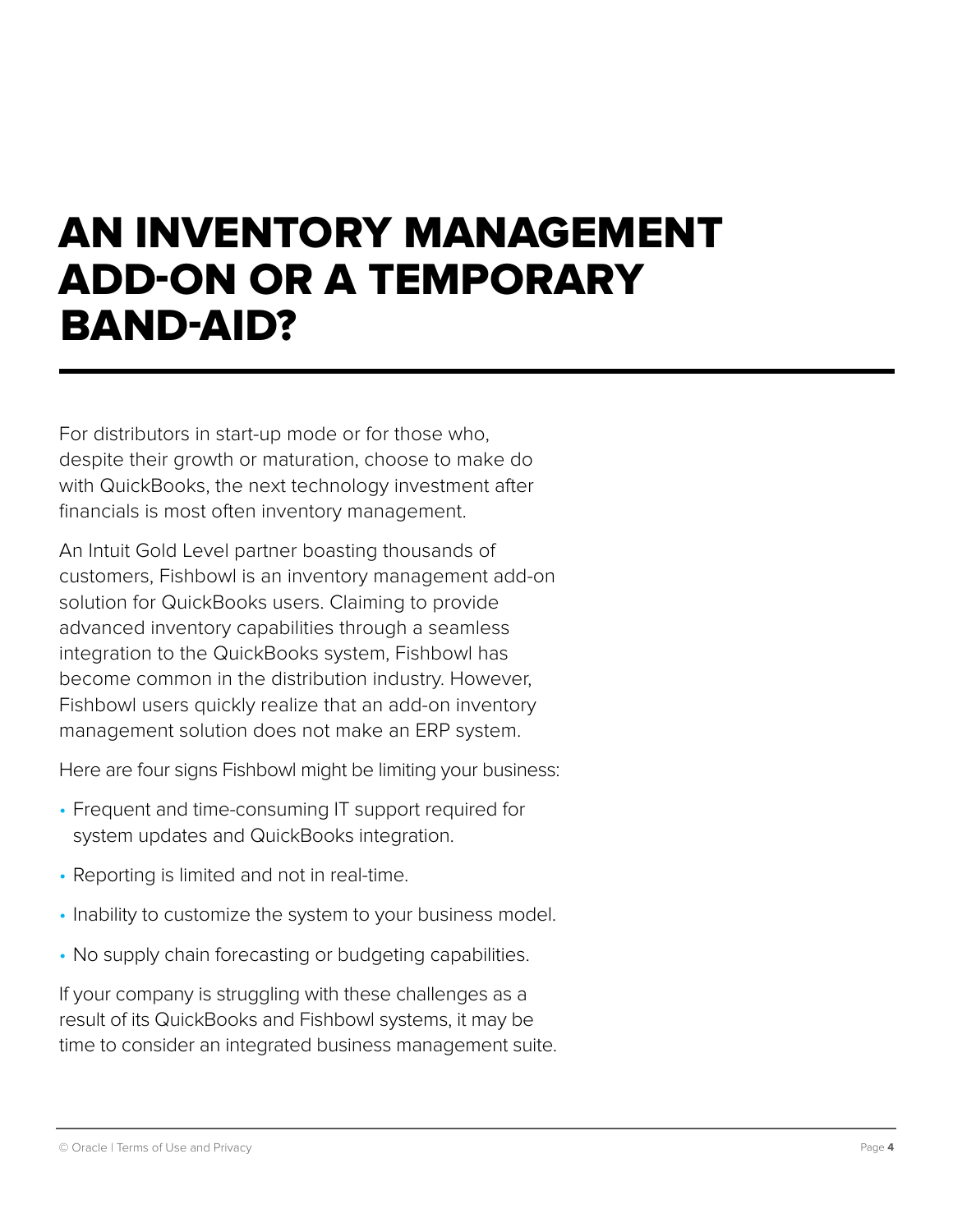# AN INVENTORY MANAGEMENT ADD-ON OR A TEMPORARY BAND-AID?

For distributors in start-up mode or for those who, despite their growth or maturation, choose to make do with QuickBooks, the next technology investment after financials is most often inventory management.

An Intuit Gold Level partner boasting thousands of customers, Fishbowl is an inventory management add-on solution for QuickBooks users. Claiming to provide advanced inventory capabilities through a seamless integration to the QuickBooks system, Fishbowl has become common in the distribution industry. However, Fishbowl users quickly realize that an add-on inventory management solution does not make an ERP system.

Here are four signs Fishbowl might be limiting your business:

- Frequent and time-consuming IT support required for system updates and QuickBooks integration.
- Reporting is limited and not in real-time.
- Inability to customize the system to your business model.
- No supply chain forecasting or budgeting capabilities.

If your company is struggling with these challenges as a result of its QuickBooks and Fishbowl systems, it may be time to consider an integrated business management suite.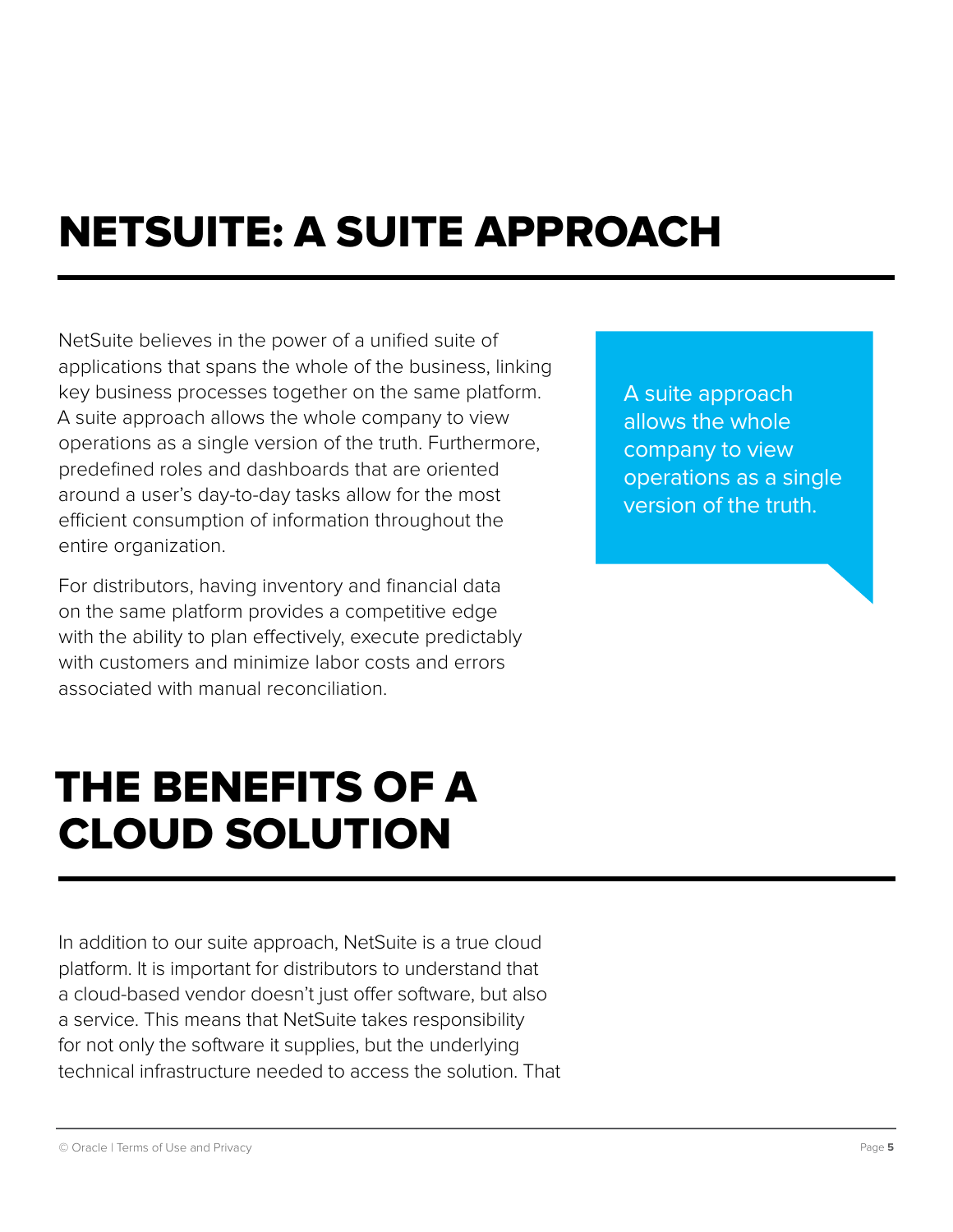# NETSUITE: A SUITE APPROACH

NetSuite believes in the power of a unified suite of applications that spans the whole of the business, linking key business processes together on the same platform. A suite approach allows the whole company to view operations as a single version of the truth. Furthermore, predefined roles and dashboards that are oriented around a user's day-to-day tasks allow for the most efficient consumption of information throughout the entire organization.

> A suite approach allows the whole company to view operations as a single version of the truth.

For distributors, having inventory and financial data on the same platform provides a competitive edge with the ability to plan effectively, execute predictably with customers and minimize labor costs and errors associated with manual reconciliation.

# THE BENEFITS OF A CLOUD SOLUTION

In addition to our suite approach, NetSuite is a true cloud platform. It is important for distributors to understand that a cloud-based vendor doesn't just offer software, but also a service. This means that NetSuite takes responsibility for not only the software it supplies, but the underlying technical infrastructure needed to access the solution. That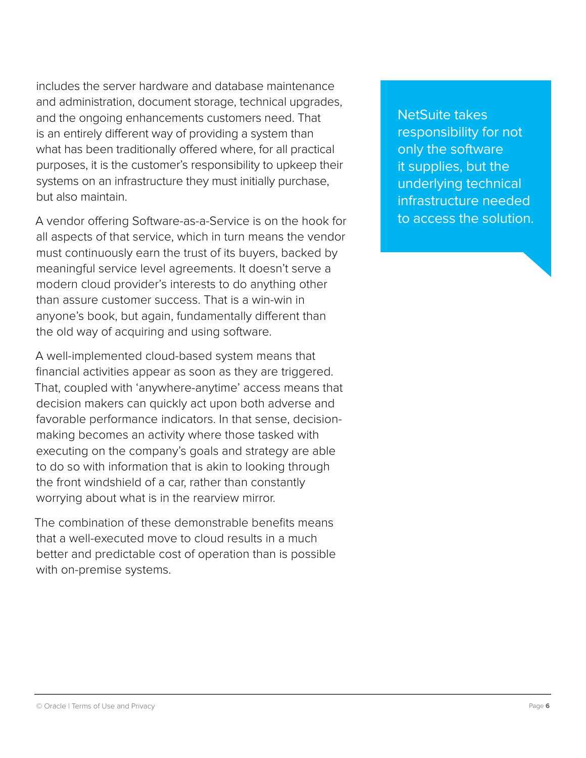includes the server hardware and database maintenance and administration, document storage, technical upgrades, and the ongoing enhancements customers need. That is an entirely different way of providing a system than what has been traditionally offered where, for all practical purposes, it is the customer's responsibility to upkeep their systems on an infrastructure they must initially purchase, but also maintain.

> NetSuite takes responsibility for not only the software it supplies, but the underlying technical infrastructure needed to access the solution.

A vendor offering Software-as-a-Service is on the hook for all aspects of that service, which in turn means the vendor must continuously earn the trust of its buyers, backed by meaningful service level agreements. It doesn't serve a modern cloud provider's interests to do anything other than assure customer success. That is a win-win in anyone's book, but again, fundamentally different than the old way of acquiring and using software.

A well-implemented cloud-based system means that financial activities appear as soon as they are triggered. That, coupled with 'anywhere-anytime' access means that decision makers can quickly act upon both adverse and favorable performance indicators. In that sense, decision-making becomes an activity where those tasked with executing on the company's goals and strategy are able to do so with information that is akin to looking through the front windshield of a car, rather than constantly worrying about what is in the rearview mirror.

The combination of these demonstrable benefits means that a well-executed move to cloud results in a much better and predictable cost of operation than is possible with on-premise systems.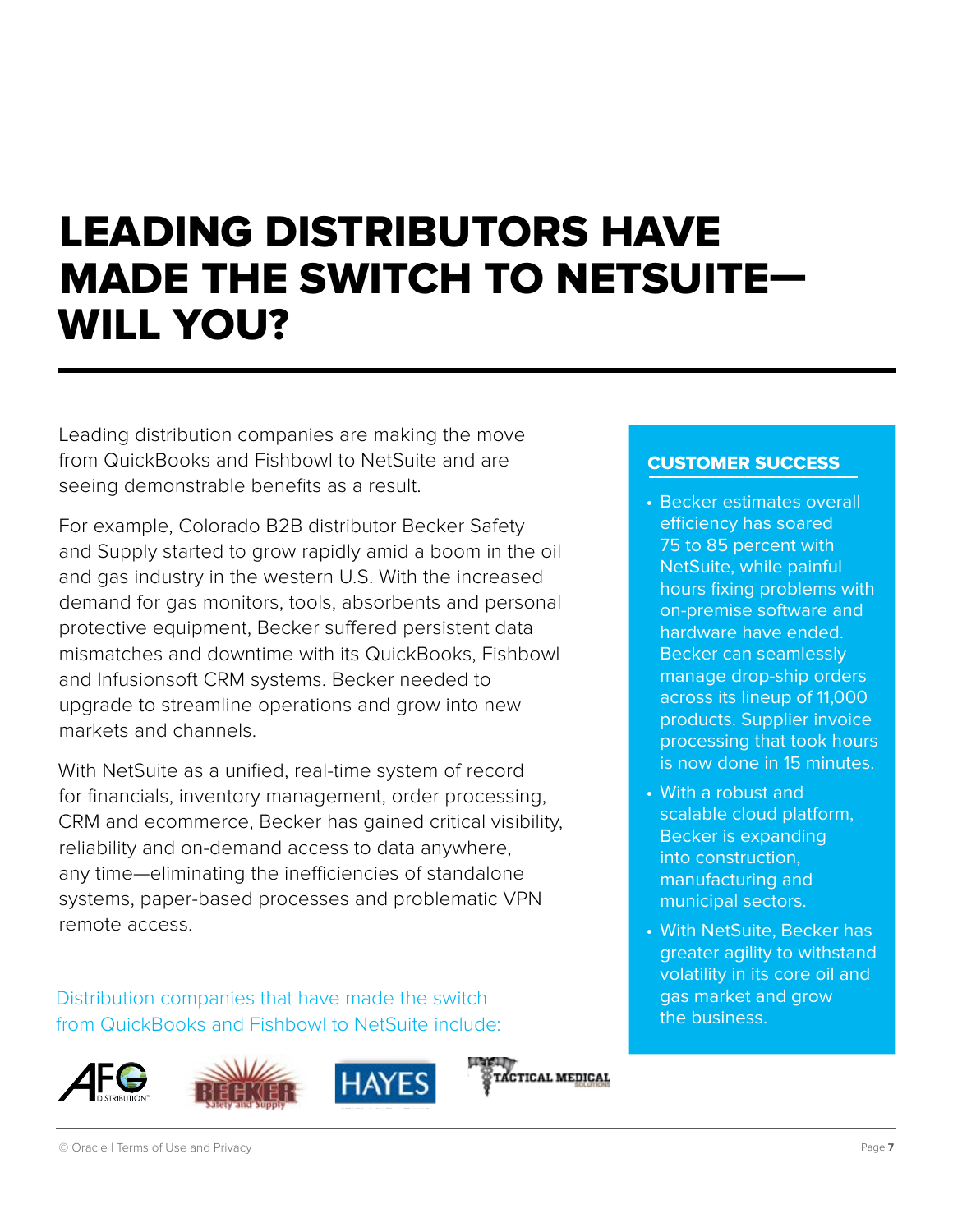# LEADING DISTRIBUTORS HAVE MADE THE SWITCH TO NETSUITE—WILL YOU?

Leading distribution companies are making the move from QuickBooks and Fishbowl to NetSuite and are seeing demonstrable benefits as a result.

For example, Colorado B2B distributor Becker Safety and Supply started to grow rapidly amid a boom in the oil and gas industry in the western U.S. With the increased demand for gas monitors, tools, absorbents and personal protective equipment, Becker suffered persistent data mismatches and downtime with its QuickBooks, Fishbowl and Infusionsoft CRM systems. Becker needed to upgrade to streamline operations and grow into new markets and channels.

With NetSuite as a unified, real-time system of record for financials, inventory management, order processing, CRM and ecommerce, Becker has gained critical visibility, reliability and on-demand access to data anywhere, any time—eliminating the inefficiencies of standalone systems, paper-based processes and problematic VPN remote access.

Distribution companies that have made the switch from QuickBooks and Fishbowl to NetSuite include:

AFG Distribution, Becker Safety and Supply, Hayes, Tactical Medical Solutions

## CUSTOMER SUCCESS

- Becker estimates overall efficiency has soared 75 to 85 percent with NetSuite, while painful hours fixing problems with on-premise software and hardware have ended. Becker can seamlessly manage drop-ship orders across its lineup of 11,000 products. Supplier invoice processing that took hours is now done in 15 minutes.
- With a robust and scalable cloud platform, Becker is expanding into construction, manufacturing and municipal sectors.
- With NetSuite, Becker has greater agility to withstand volatility in its core oil and gas market and grow the business.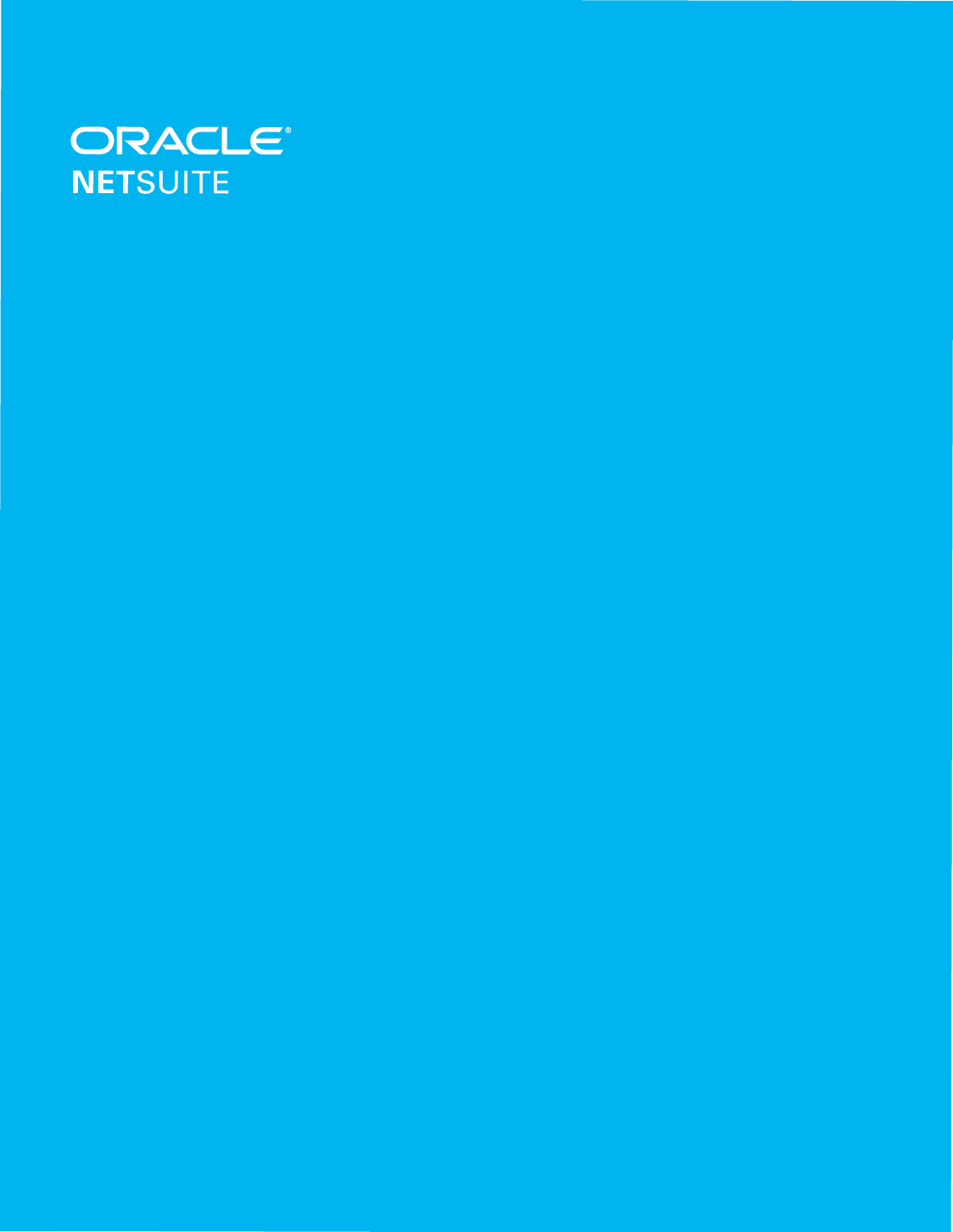ORACLE®
NETSUITE